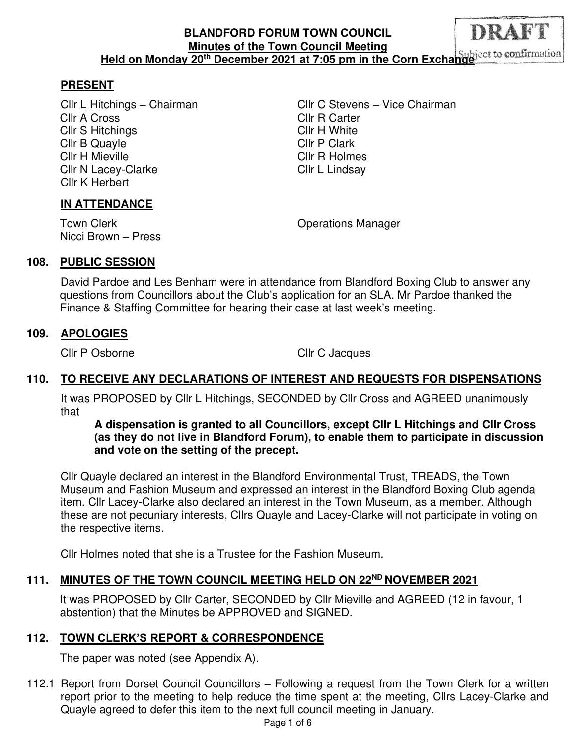# BLANDFORD FORUM TOWN COUNCIL
## Minutes of the Town Council Meeting
## Held on Monday 20th December 2021 at 7:05 pm in the Corn Exchange

DRAFT
Subject to confirmation

**PRESENT**

Cllr L Hitchings – Chairman
Cllr C Stevens – Vice Chairman
Cllr A Cross
Cllr R Carter
Cllr S Hitchings
Cllr H White
Cllr B Quayle
Cllr P Clark
Cllr H Mieville
Cllr R Holmes
Cllr N Lacey-Clarke
Cllr L Lindsay
Cllr K Herbert

**IN ATTENDANCE**

Town Clerk
Operations Manager
Nicci Brown – Press

**108. PUBLIC SESSION**

David Pardoe and Les Benham were in attendance from Blandford Boxing Club to answer any questions from Councillors about the Club's application for an SLA. Mr Pardoe thanked the Finance & Staffing Committee for hearing their case at last week's meeting.

**109. APOLOGIES**

Cllr P Osborne
Cllr C Jacques

**110. TO RECEIVE ANY DECLARATIONS OF INTEREST AND REQUESTS FOR DISPENSATIONS**

It was PROPOSED by Cllr L Hitchings, SECONDED by Cllr Cross and AGREED unanimously that

> **A dispensation is granted to all Councillors, except Cllr L Hitchings and Cllr Cross (as they do not live in Blandford Forum), to enable them to participate in discussion and vote on the setting of the precept.**

Cllr Quayle declared an interest in the Blandford Environmental Trust, TREADS, the Town Museum and Fashion Museum and expressed an interest in the Blandford Boxing Club agenda item. Cllr Lacey-Clarke also declared an interest in the Town Museum, as a member. Although these are not pecuniary interests, Cllrs Quayle and Lacey-Clarke will not participate in voting on the respective items.

Cllr Holmes noted that she is a Trustee for the Fashion Museum.

**111. MINUTES OF THE TOWN COUNCIL MEETING HELD ON 22ND NOVEMBER 2021**

It was PROPOSED by Cllr Carter, SECONDED by Cllr Mieville and AGREED (12 in favour, 1 abstention) that the Minutes be APPROVED and SIGNED.

**112. TOWN CLERK'S REPORT & CORRESPONDENCE**

The paper was noted (see Appendix A).

112.1 Report from Dorset Council Councillors – Following a request from the Town Clerk for a written report prior to the meeting to help reduce the time spent at the meeting, Cllrs Lacey-Clarke and Quayle agreed to defer this item to the next full council meeting in January.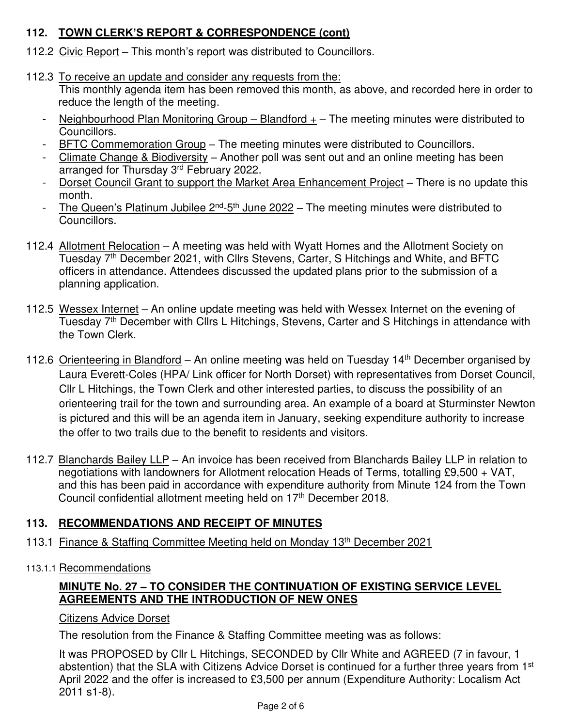## 112. TOWN CLERK'S REPORT & CORRESPONDENCE (cont)

112.2 Civic Report – This month's report was distributed to Councillors.

112.3 To receive an update and consider any requests from the:
This monthly agenda item has been removed this month, as above, and recorded here in order to reduce the length of the meeting.

- Neighbourhood Plan Monitoring Group – Blandford + – The meeting minutes were distributed to Councillors.
- BFTC Commemoration Group – The meeting minutes were distributed to Councillors.
- Climate Change & Biodiversity – Another poll was sent out and an online meeting has been arranged for Thursday 3rd February 2022.
- Dorset Council Grant to support the Market Area Enhancement Project – There is no update this month.
- The Queen's Platinum Jubilee 2nd-5th June 2022 – The meeting minutes were distributed to Councillors.

112.4 Allotment Relocation – A meeting was held with Wyatt Homes and the Allotment Society on Tuesday 7th December 2021, with Cllrs Stevens, Carter, S Hitchings and White, and BFTC officers in attendance. Attendees discussed the updated plans prior to the submission of a planning application.

112.5 Wessex Internet – An online update meeting was held with Wessex Internet on the evening of Tuesday 7th December with Cllrs L Hitchings, Stevens, Carter and S Hitchings in attendance with the Town Clerk.

112.6 Orienteering in Blandford – An online meeting was held on Tuesday 14th December organised by Laura Everett-Coles (HPA/ Link officer for North Dorset) with representatives from Dorset Council, Cllr L Hitchings, the Town Clerk and other interested parties, to discuss the possibility of an orienteering trail for the town and surrounding area. An example of a board at Sturminster Newton is pictured and this will be an agenda item in January, seeking expenditure authority to increase the offer to two trails due to the benefit to residents and visitors.

112.7 Blanchards Bailey LLP – An invoice has been received from Blanchards Bailey LLP in relation to negotiations with landowners for Allotment relocation Heads of Terms, totalling £9,500 + VAT, and this has been paid in accordance with expenditure authority from Minute 124 from the Town Council confidential allotment meeting held on 17th December 2018.

## 113. RECOMMENDATIONS AND RECEIPT OF MINUTES

113.1 Finance & Staffing Committee Meeting held on Monday 13th December 2021

113.1.1 Recommendations

**MINUTE No. 27 – TO CONSIDER THE CONTINUATION OF EXISTING SERVICE LEVEL AGREEMENTS AND THE INTRODUCTION OF NEW ONES**

Citizens Advice Dorset

The resolution from the Finance & Staffing Committee meeting was as follows:

It was PROPOSED by Cllr L Hitchings, SECONDED by Cllr White and AGREED (7 in favour, 1 abstention) that the SLA with Citizens Advice Dorset is continued for a further three years from 1st April 2022 and the offer is increased to £3,500 per annum (Expenditure Authority: Localism Act 2011 s1-8).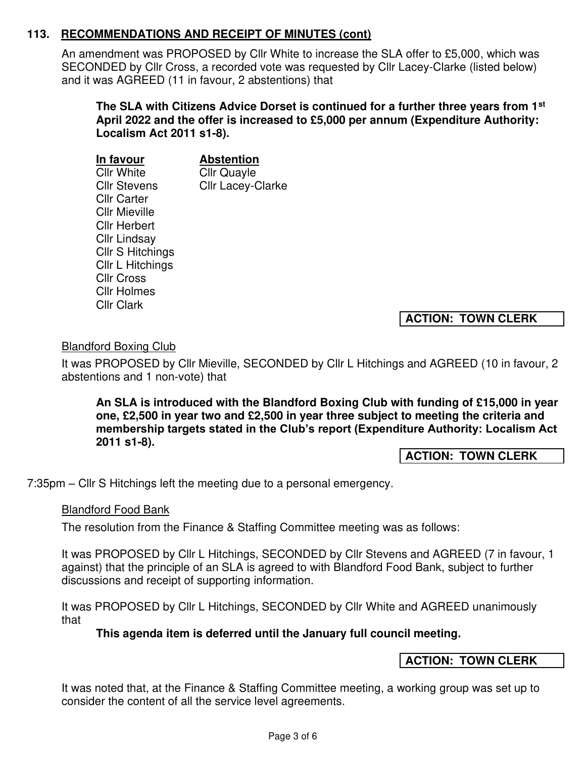## 113. RECOMMENDATIONS AND RECEIPT OF MINUTES (cont)

An amendment was PROPOSED by Cllr White to increase the SLA offer to £5,000, which was SECONDED by Cllr Cross, a recorded vote was requested by Cllr Lacey-Clarke (listed below) and it was AGREED (11 in favour, 2 abstentions) that

**The SLA with Citizens Advice Dorset is continued for a further three years from 1st April 2022 and the offer is increased to £5,000 per annum (Expenditure Authority: Localism Act 2011 s1-8).**

| In favour | Abstention |
|---|---|
| Cllr White | Cllr Quayle |
| Cllr Stevens | Cllr Lacey-Clarke |
| Cllr Carter | |
| Cllr Mieville | |
| Cllr Herbert | |
| Cllr Lindsay | |
| Cllr S Hitchings | |
| Cllr L Hitchings | |
| Cllr Cross | |
| Cllr Holmes | |
| Cllr Clark | |

**ACTION: TOWN CLERK**

Blandford Boxing Club

It was PROPOSED by Cllr Mieville, SECONDED by Cllr L Hitchings and AGREED (10 in favour, 2 abstentions and 1 non-vote) that

**An SLA is introduced with the Blandford Boxing Club with funding of £15,000 in year one, £2,500 in year two and £2,500 in year three subject to meeting the criteria and membership targets stated in the Club's report (Expenditure Authority: Localism Act 2011 s1-8).**

**ACTION: TOWN CLERK**

7:35pm – Cllr S Hitchings left the meeting due to a personal emergency.

Blandford Food Bank

The resolution from the Finance & Staffing Committee meeting was as follows:

It was PROPOSED by Cllr L Hitchings, SECONDED by Cllr Stevens and AGREED (7 in favour, 1 against) that the principle of an SLA is agreed to with Blandford Food Bank, subject to further discussions and receipt of supporting information.

It was PROPOSED by Cllr L Hitchings, SECONDED by Cllr White and AGREED unanimously that

**This agenda item is deferred until the January full council meeting.**

**ACTION: TOWN CLERK**

It was noted that, at the Finance & Staffing Committee meeting, a working group was set up to consider the content of all the service level agreements.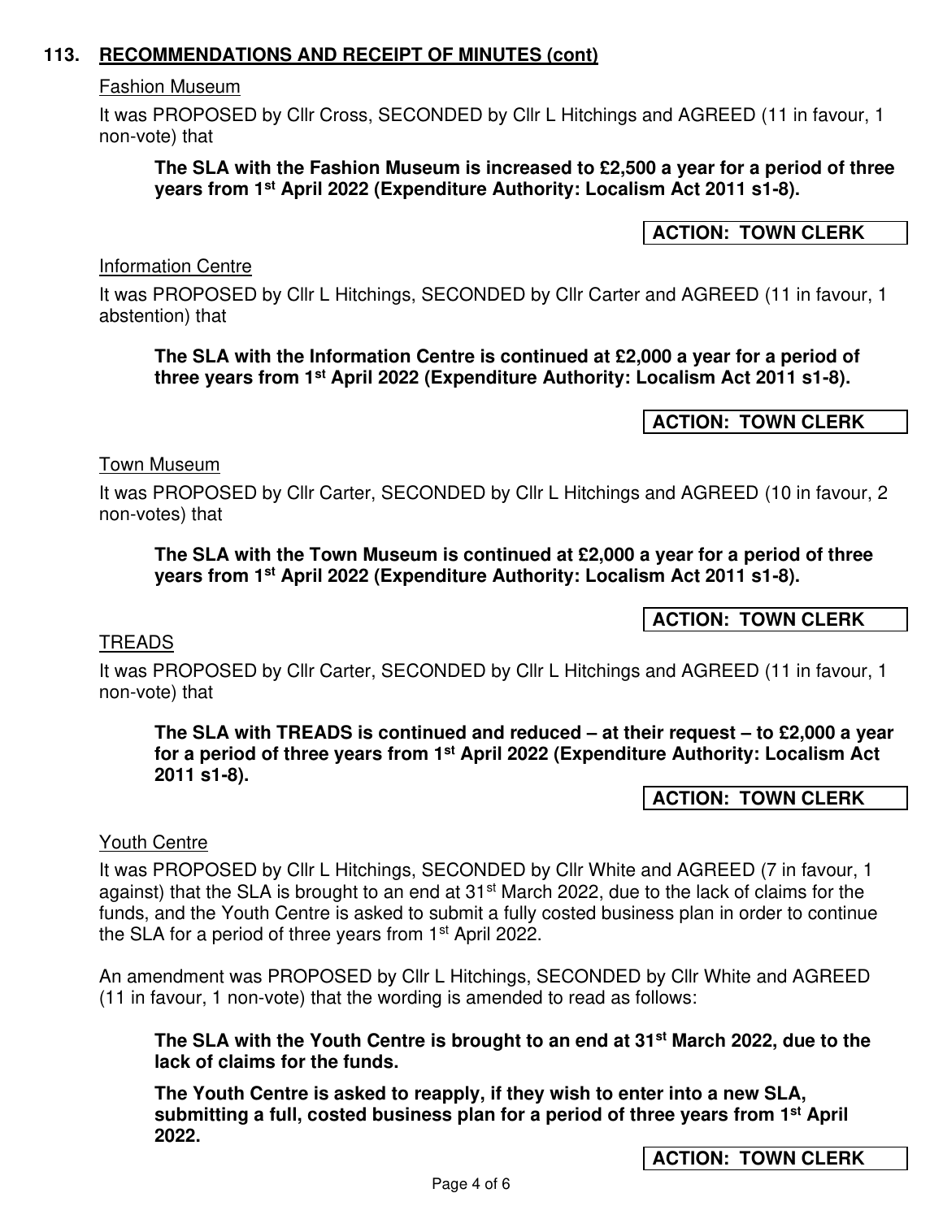## 113. RECOMMENDATIONS AND RECEIPT OF MINUTES (cont)

Fashion Museum

It was PROPOSED by Cllr Cross, SECONDED by Cllr L Hitchings and AGREED (11 in favour, 1 non-vote) that

**The SLA with the Fashion Museum is increased to £2,500 a year for a period of three years from 1st April 2022 (Expenditure Authority: Localism Act 2011 s1-8).**

**ACTION: TOWN CLERK**

Information Centre

It was PROPOSED by Cllr L Hitchings, SECONDED by Cllr Carter and AGREED (11 in favour, 1 abstention) that

**The SLA with the Information Centre is continued at £2,000 a year for a period of three years from 1st April 2022 (Expenditure Authority: Localism Act 2011 s1-8).**

**ACTION: TOWN CLERK**

Town Museum

It was PROPOSED by Cllr Carter, SECONDED by Cllr L Hitchings and AGREED (10 in favour, 2 non-votes) that

**The SLA with the Town Museum is continued at £2,000 a year for a period of three years from 1st April 2022 (Expenditure Authority: Localism Act 2011 s1-8).**

**ACTION: TOWN CLERK**

TREADS

It was PROPOSED by Cllr Carter, SECONDED by Cllr L Hitchings and AGREED (11 in favour, 1 non-vote) that

**The SLA with TREADS is continued and reduced – at their request – to £2,000 a year for a period of three years from 1st April 2022 (Expenditure Authority: Localism Act 2011 s1-8).**

**ACTION: TOWN CLERK**

Youth Centre

It was PROPOSED by Cllr L Hitchings, SECONDED by Cllr White and AGREED (7 in favour, 1 against) that the SLA is brought to an end at 31st March 2022, due to the lack of claims for the funds, and the Youth Centre is asked to submit a fully costed business plan in order to continue the SLA for a period of three years from 1st April 2022.

An amendment was PROPOSED by Cllr L Hitchings, SECONDED by Cllr White and AGREED (11 in favour, 1 non-vote) that the wording is amended to read as follows:

**The SLA with the Youth Centre is brought to an end at 31st March 2022, due to the lack of claims for the funds.**

**The Youth Centre is asked to reapply, if they wish to enter into a new SLA, submitting a full, costed business plan for a period of three years from 1st April 2022.**

**ACTION: TOWN CLERK**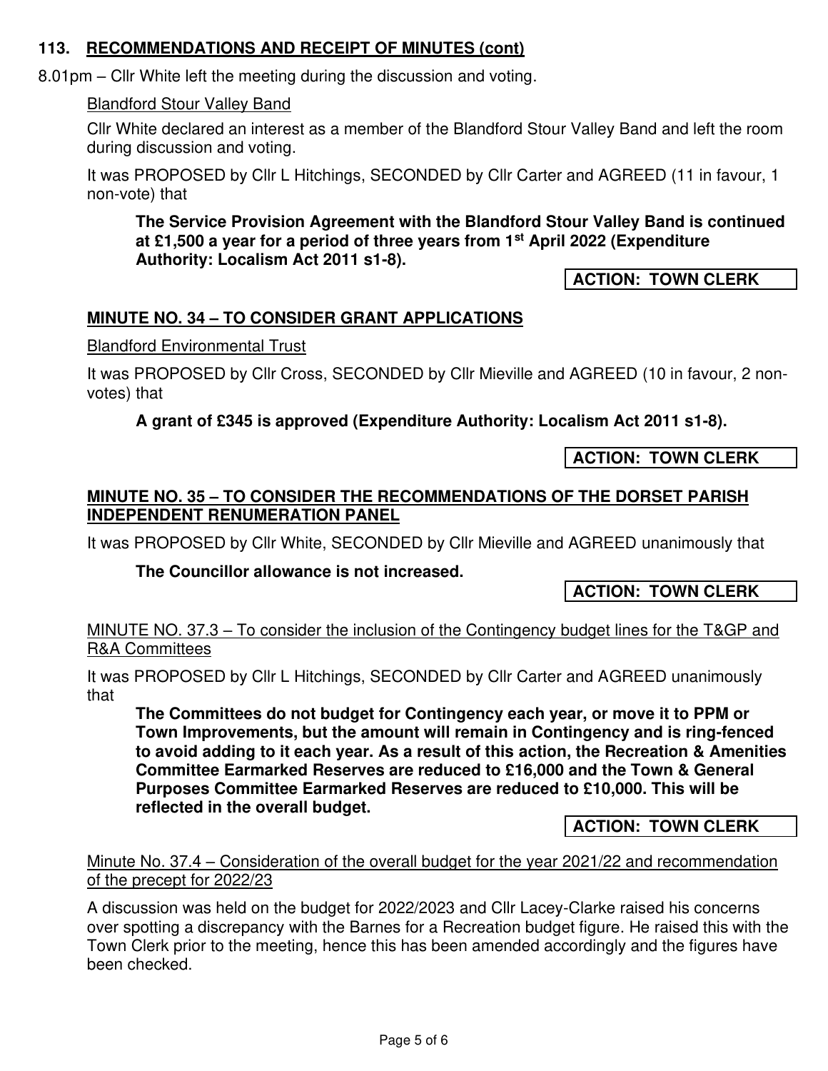## 113. RECOMMENDATIONS AND RECEIPT OF MINUTES (cont)

8.01pm – Cllr White left the meeting during the discussion and voting.

Blandford Stour Valley Band

Cllr White declared an interest as a member of the Blandford Stour Valley Band and left the room during discussion and voting.

It was PROPOSED by Cllr L Hitchings, SECONDED by Cllr Carter and AGREED (11 in favour, 1 non-vote) that

**The Service Provision Agreement with the Blandford Stour Valley Band is continued at £1,500 a year for a period of three years from 1st April 2022 (Expenditure Authority: Localism Act 2011 s1-8).**

**ACTION: TOWN CLERK**

### MINUTE NO. 34 – TO CONSIDER GRANT APPLICATIONS

Blandford Environmental Trust

It was PROPOSED by Cllr Cross, SECONDED by Cllr Mieville and AGREED (10 in favour, 2 non-votes) that

**A grant of £345 is approved (Expenditure Authority: Localism Act 2011 s1-8).**

**ACTION: TOWN CLERK**

### MINUTE NO. 35 – TO CONSIDER THE RECOMMENDATIONS OF THE DORSET PARISH INDEPENDENT RENUMERATION PANEL

It was PROPOSED by Cllr White, SECONDED by Cllr Mieville and AGREED unanimously that

**The Councillor allowance is not increased.**

**ACTION: TOWN CLERK**

MINUTE NO. 37.3 – To consider the inclusion of the Contingency budget lines for the T&GP and R&A Committees

It was PROPOSED by Cllr L Hitchings, SECONDED by Cllr Carter and AGREED unanimously that

**The Committees do not budget for Contingency each year, or move it to PPM or Town Improvements, but the amount will remain in Contingency and is ring-fenced to avoid adding to it each year. As a result of this action, the Recreation & Amenities Committee Earmarked Reserves are reduced to £16,000 and the Town & General Purposes Committee Earmarked Reserves are reduced to £10,000. This will be reflected in the overall budget.**

**ACTION: TOWN CLERK**

Minute No. 37.4 – Consideration of the overall budget for the year 2021/22 and recommendation of the precept for 2022/23

A discussion was held on the budget for 2022/2023 and Cllr Lacey-Clarke raised his concerns over spotting a discrepancy with the Barnes for a Recreation budget figure. He raised this with the Town Clerk prior to the meeting, hence this has been amended accordingly and the figures have been checked.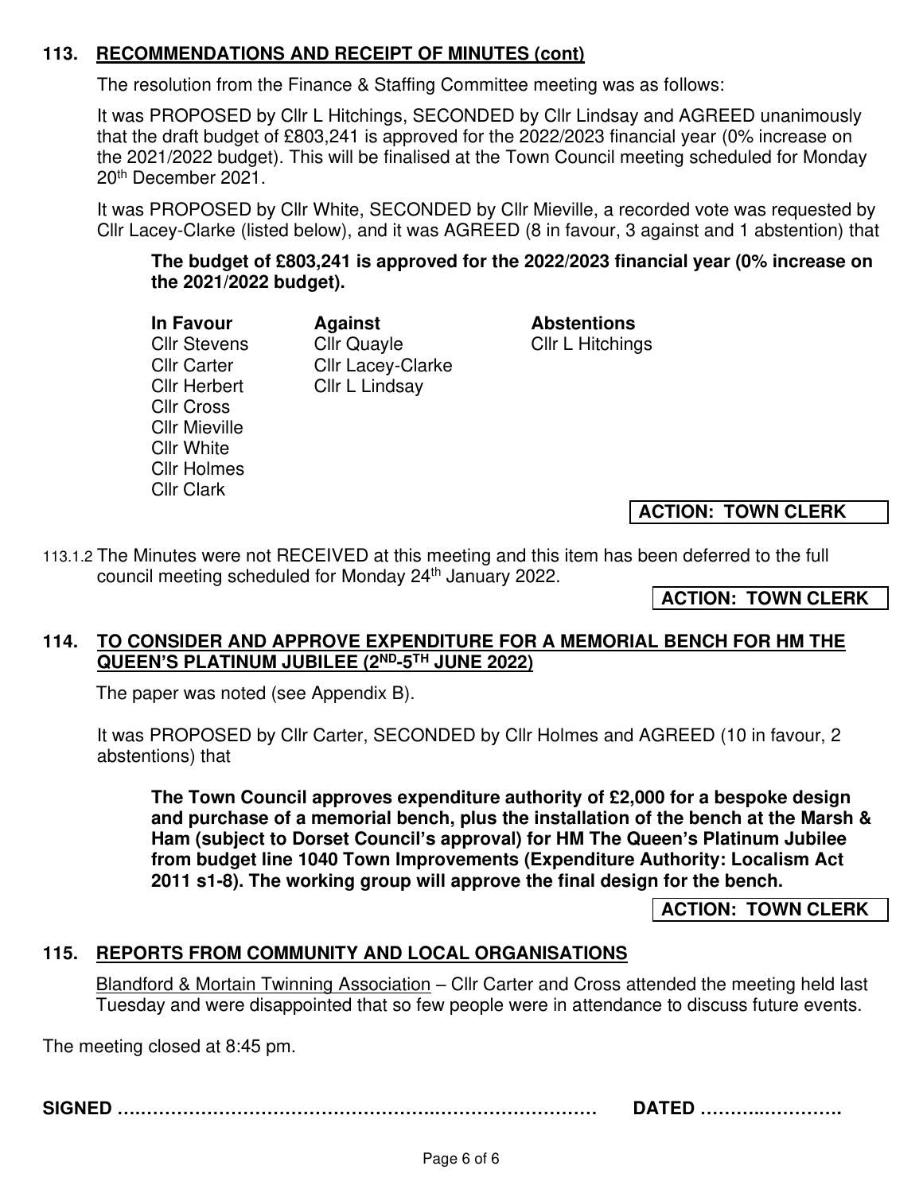## 113. RECOMMENDATIONS AND RECEIPT OF MINUTES (cont)

The resolution from the Finance & Staffing Committee meeting was as follows:

It was PROPOSED by Cllr L Hitchings, SECONDED by Cllr Lindsay and AGREED unanimously that the draft budget of £803,241 is approved for the 2022/2023 financial year (0% increase on the 2021/2022 budget). This will be finalised at the Town Council meeting scheduled for Monday 20th December 2021.

It was PROPOSED by Cllr White, SECONDED by Cllr Mieville, a recorded vote was requested by Cllr Lacey-Clarke (listed below), and it was AGREED (8 in favour, 3 against and 1 abstention) that

**The budget of £803,241 is approved for the 2022/2023 financial year (0% increase on the 2021/2022 budget).**

| In Favour | Against | Abstentions |
|---|---|---|
| Cllr Stevens | Cllr Quayle | Cllr L Hitchings |
| Cllr Carter | Cllr Lacey-Clarke | |
| Cllr Herbert | Cllr L Lindsay | |
| Cllr Cross | | |
| Cllr Mieville | | |
| Cllr White | | |
| Cllr Holmes | | |
| Cllr Clark | | |

**ACTION: TOWN CLERK**

113.1.2 The Minutes were not RECEIVED at this meeting and this item has been deferred to the full council meeting scheduled for Monday 24th January 2022.

**ACTION: TOWN CLERK**

## 114. TO CONSIDER AND APPROVE EXPENDITURE FOR A MEMORIAL BENCH FOR HM THE QUEEN'S PLATINUM JUBILEE (2ND-5TH JUNE 2022)

The paper was noted (see Appendix B).

It was PROPOSED by Cllr Carter, SECONDED by Cllr Holmes and AGREED (10 in favour, 2 abstentions) that

**The Town Council approves expenditure authority of £2,000 for a bespoke design and purchase of a memorial bench, plus the installation of the bench at the Marsh & Ham (subject to Dorset Council's approval) for HM The Queen's Platinum Jubilee from budget line 1040 Town Improvements (Expenditure Authority: Localism Act 2011 s1-8). The working group will approve the final design for the bench.**

**ACTION: TOWN CLERK**

## 115. REPORTS FROM COMMUNITY AND LOCAL ORGANISATIONS

Blandford & Mortain Twinning Association – Cllr Carter and Cross attended the meeting held last Tuesday and were disappointed that so few people were in attendance to discuss future events.

The meeting closed at 8:45 pm.

**SIGNED ………………………………………………………………………… DATED …………………….**